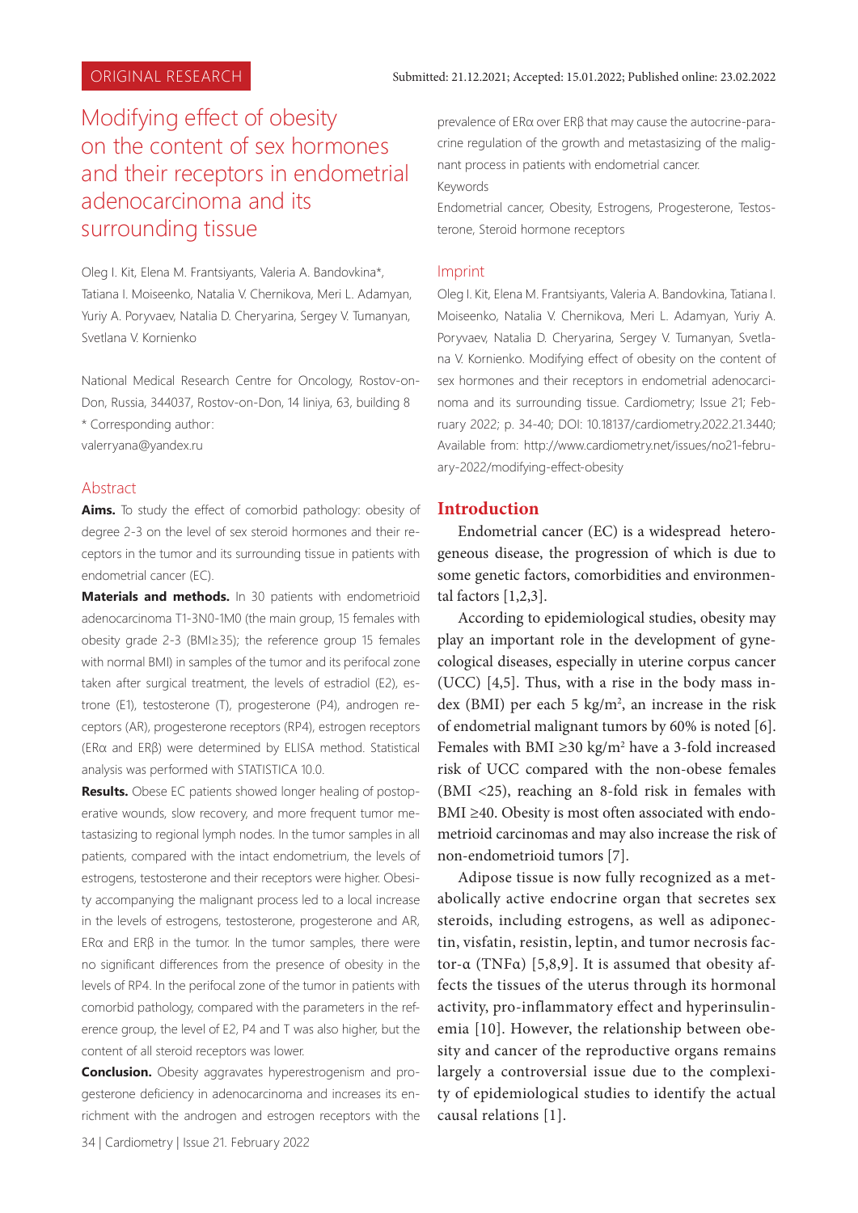ORIGINAL RESEARCH

Submitted: 21.12.2021; Accepted: 15.01.2022; Published online: 23.02.2022

# Modifying effect of obesity on the content of sex hormones and their receptors in endometrial adenocarcinoma and its surrounding tissue

Oleg I. Kit, Elena M. Frantsiyants, Valeria A. Bandovkina*, Tatiana I. Moiseenko, Natalia V. Chernikova, Meri L. Adamyan, Yuriy A. Poryvaev, Natalia D. Cheryarina, Sergey V. Tumanyan, Svetlana V. Kornienko

National Medical Research Centre for Oncology, Rostov-on-Don, Russia, 344037, Rostov-on-Don, 14 liniya, 63, building 8
* Corresponding author:
valerryana@yandex.ru

## Abstract

**Aims.** To study the effect of comorbid pathology: obesity of degree 2-3 on the level of sex steroid hormones and their receptors in the tumor and its surrounding tissue in patients with endometrial cancer (EC).

**Materials and methods.** In 30 patients with endometrioid adenocarcinoma T1-3N0-1M0 (the main group, 15 females with obesity grade 2-3 (BMI≥35); the reference group 15 females with normal BMI) in samples of the tumor and its perifocal zone taken after surgical treatment, the levels of estradiol (E2), estrone (E1), testosterone (T), progesterone (P4), androgen receptors (AR), progesterone receptors (RP4), estrogen receptors (ERα and ERβ) were determined by ELISA method. Statistical analysis was performed with STATISTICA 10.0.

**Results.** Obese EC patients showed longer healing of postoperative wounds, slow recovery, and more frequent tumor metastasizing to regional lymph nodes. In the tumor samples in all patients, compared with the intact endometrium, the levels of estrogens, testosterone and their receptors were higher. Obesity accompanying the malignant process led to a local increase in the levels of estrogens, testosterone, progesterone and AR, ERα and ERβ in the tumor. In the tumor samples, there were no significant differences from the presence of obesity in the levels of RP4. In the perifocal zone of the tumor in patients with comorbid pathology, compared with the parameters in the reference group, the level of E2, P4 and T was also higher, but the content of all steroid receptors was lower.

**Conclusion.** Obesity aggravates hyperestrogenism and progesterone deficiency in adenocarcinoma and increases its enrichment with the androgen and estrogen receptors with the prevalence of ERα over ERβ that may cause the autocrine-paracrine regulation of the growth and metastasizing of the malignant process in patients with endometrial cancer.

Keywords

Endometrial cancer, Obesity, Estrogens, Progesterone, Testosterone, Steroid hormone receptors

## Imprint

Oleg I. Kit, Elena M. Frantsiyants, Valeria A. Bandovkina, Tatiana I. Moiseenko, Natalia V. Chernikova, Meri L. Adamyan, Yuriy A. Poryvaev, Natalia D. Cheryarina, Sergey V. Tumanyan, Svetlana V. Kornienko. Modifying effect of obesity on the content of sex hormones and their receptors in endometrial adenocarcinoma and its surrounding tissue. Cardiometry; Issue 21; February 2022; p. 34-40; DOI: 10.18137/cardiometry.2022.21.3440; Available from: http://www.cardiometry.net/issues/no21-february-2022/modifying-effect-obesity

## Introduction

Endometrial cancer (EC) is a widespread heterogeneous disease, the progression of which is due to some genetic factors, comorbidities and environmental factors [1,2,3].

According to epidemiological studies, obesity may play an important role in the development of gynecological diseases, especially in uterine corpus cancer (UCC) [4,5]. Thus, with a rise in the body mass index (BMI) per each 5 kg/m$^2$, an increase in the risk of endometrial malignant tumors by 60% is noted [6]. Females with BMI ≥30 kg/m$^2$ have a 3-fold increased risk of UCC compared with the non-obese females (BMI <25), reaching an 8-fold risk in females with BMI ≥40. Obesity is most often associated with endometrioid carcinomas and may also increase the risk of non-endometrioid tumors [7].

Adipose tissue is now fully recognized as a metabolically active endocrine organ that secretes sex steroids, including estrogens, as well as adiponectin, visfatin, resistin, leptin, and tumor necrosis factor-α (TNFα) [5,8,9]. It is assumed that obesity affects the tissues of the uterus through its hormonal activity, pro-inflammatory effect and hyperinsulinemia [10]. However, the relationship between obesity and cancer of the reproductive organs remains largely a controversial issue due to the complexity of epidemiological studies to identify the actual causal relations [1].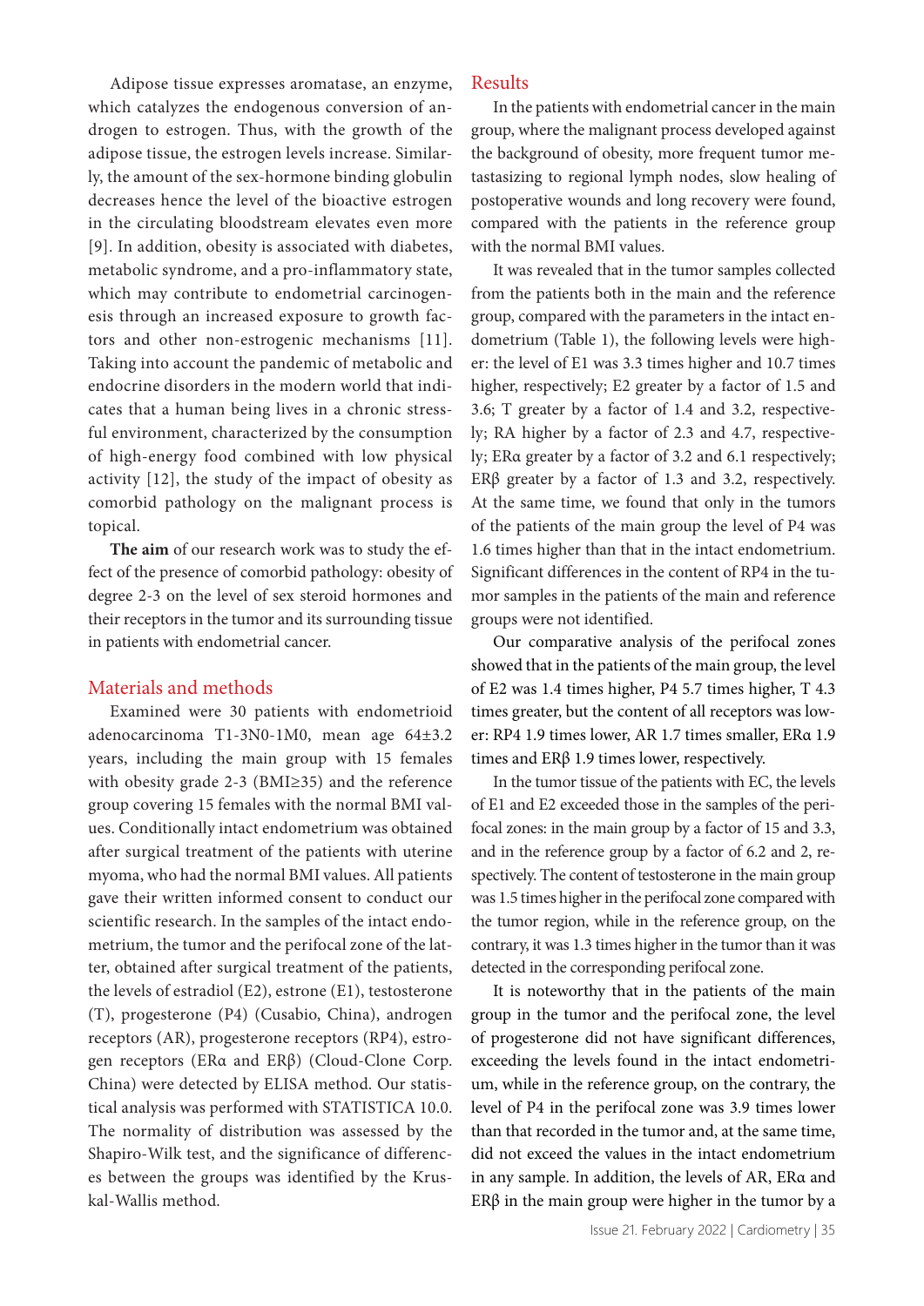Adipose tissue expresses aromatase, an enzyme, which catalyzes the endogenous conversion of androgen to estrogen. Thus, with the growth of the adipose tissue, the estrogen levels increase. Similarly, the amount of the sex-hormone binding globulin decreases hence the level of the bioactive estrogen in the circulating bloodstream elevates even more [9]. In addition, obesity is associated with diabetes, metabolic syndrome, and a pro-inflammatory state, which may contribute to endometrial carcinogenesis through an increased exposure to growth factors and other non-estrogenic mechanisms [11]. Taking into account the pandemic of metabolic and endocrine disorders in the modern world that indicates that a human being lives in a chronic stressful environment, characterized by the consumption of high-energy food combined with low physical activity [12], the study of the impact of obesity as comorbid pathology on the malignant process is topical.

**The aim** of our research work was to study the effect of the presence of comorbid pathology: obesity of degree 2-3 on the level of sex steroid hormones and their receptors in the tumor and its surrounding tissue in patients with endometrial cancer.

## Materials and methods

Examined were 30 patients with endometrioid adenocarcinoma T1-3N0-1M0, mean age 64±3.2 years, including the main group with 15 females with obesity grade 2-3 (BMI≥35) and the reference group covering 15 females with the normal BMI values. Conditionally intact endometrium was obtained after surgical treatment of the patients with uterine myoma, who had the normal BMI values. All patients gave their written informed consent to conduct our scientific research. In the samples of the intact endometrium, the tumor and the perifocal zone of the latter, obtained after surgical treatment of the patients, the levels of estradiol (E2), estrone (E1), testosterone (T), progesterone (P4) (Cusabio, China), androgen receptors (AR), progesterone receptors (RP4), estrogen receptors (ERα and ERβ) (Cloud-Clone Corp. China) were detected by ELISA method. Our statistical analysis was performed with STATISTICA 10.0. The normality of distribution was assessed by the Shapiro-Wilk test, and the significance of differences between the groups was identified by the Kruskal-Wallis method.

## Results

In the patients with endometrial cancer in the main group, where the malignant process developed against the background of obesity, more frequent tumor metastasizing to regional lymph nodes, slow healing of postoperative wounds and long recovery were found, compared with the patients in the reference group with the normal BMI values.

It was revealed that in the tumor samples collected from the patients both in the main and the reference group, compared with the parameters in the intact endometrium (Table 1), the following levels were higher: the level of E1 was 3.3 times higher and 10.7 times higher, respectively; E2 greater by a factor of 1.5 and 3.6; T greater by a factor of 1.4 and 3.2, respectively; RA higher by a factor of 2.3 and 4.7, respectively; ERα greater by a factor of 3.2 and 6.1 respectively; ERβ greater by a factor of 1.3 and 3.2, respectively. At the same time, we found that only in the tumors of the patients of the main group the level of P4 was 1.6 times higher than that in the intact endometrium. Significant differences in the content of RP4 in the tumor samples in the patients of the main and reference groups were not identified.

Our comparative analysis of the perifocal zones showed that in the patients of the main group, the level of E2 was 1.4 times higher, P4 5.7 times higher, T 4.3 times greater, but the content of all receptors was lower: RP4 1.9 times lower, AR 1.7 times smaller, ERα 1.9 times and ERβ 1.9 times lower, respectively.

In the tumor tissue of the patients with EC, the levels of E1 and E2 exceeded those in the samples of the perifocal zones: in the main group by a factor of 15 and 3.3, and in the reference group by a factor of 6.2 and 2, respectively. The content of testosterone in the main group was 1.5 times higher in the perifocal zone compared with the tumor region, while in the reference group, on the contrary, it was 1.3 times higher in the tumor than it was detected in the corresponding perifocal zone.

It is noteworthy that in the patients of the main group in the tumor and the perifocal zone, the level of progesterone did not have significant differences, exceeding the levels found in the intact endometrium, while in the reference group, on the contrary, the level of P4 in the perifocal zone was 3.9 times lower than that recorded in the tumor and, at the same time, did not exceed the values in the intact endometrium in any sample. In addition, the levels of AR, ERα and ERβ in the main group were higher in the tumor by a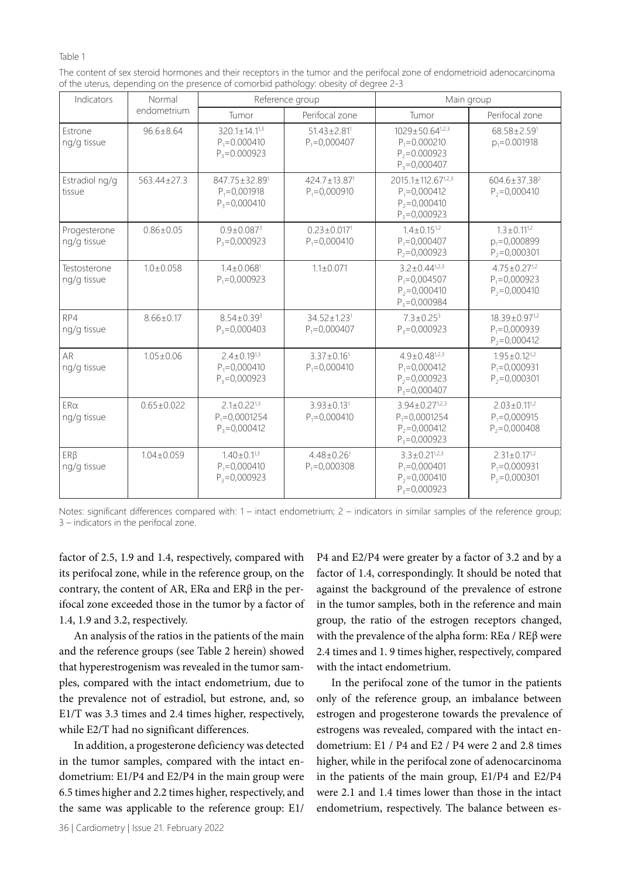Table 1

The content of sex steroid hormones and their receptors in the tumor and the perifocal zone of endometrioid adenocarcinoma of the uterus, depending on the presence of comorbid pathology: obesity of degree 2-3

| Indicators | Normal endometrium | Reference group | | Main group | |
|---|---|---|---|---|---|
| | | Tumor | Perifocal zone | Tumor | Perifocal zone |
| Estrone ng/g tissue | 96.6±8.64 | 320.1±14.1[1,3] $P_1$=0.000410 $P_3$=0.000923 | 51.43±2.81[1] $P_1$=0,000407 | 1029±50.64[1,2,3] $P_1$=0.000210 $P_2$=0.000923 $P_3$=0,000407 | 68.58±2.59[1] $p_1$=0.001918 |
| Estradiol ng/g tissue | 563.44±27.3 | 847.75±32.89[1] $P_1$=0,001918 $P_3$=0,000410 | 424.7±13.87[1] $P_1$=0,000910 | 2015.1±112.67[1,2,3] $P_1$=0,000412 $P_2$=0,000410 $P_3$=0,000923 | 604.6±37.38[2] $P_2$=0,000410 |
| Progesterone ng/g tissue | 0.86±0.05 | 0.9±0.087[3] $P_3$=0,000923 | 0.23±0.017[1] $P_1$=0,000410 | 1.4±0.15[1,2] $P_1$=0,000407 $P_2$=0,000923 | 1.3±0.11[1,2] $p_1$=0,000899 $P_2$=0,000301 |
| Testosterone ng/g tissue | 1.0±0.058 | 1.4±0.068[1] $P_1$=0,000923 | 1.1±0.071 | 3.2±0.44[1,2,3] $P_1$=0,004507 $P_2$=0,000410 $P_3$=0,000984 | 4.75±0.27[1,2] $P_1$=0,000923 $P_2$=0,000410 |
| RP4 ng/g tissue | 8.66±0.17 | 8.54±0.39[3] $P_3$=0,000403 | 34.52±1.23[1] $P_1$=0,000407 | 7.3±0.25[3] $P_3$=0,000923 | 18.39±0.97[1,2] $P_1$=0,000939 $P_2$=0,000412 |
| AR ng/g tissue | 1.05±0.06 | 2.4±0.19[1,3] $P_1$=0,000410 $P_3$=0,000923 | 3.37±0.16[1] $P_1$=0,000410 | 4.9±0.48[1,2,3] $P_1$=0,000412 $P_2$=0,000923 $P_3$=0,000407 | 1.95±0.12[1,2] $P_1$=0,000931 $P_2$=0,000301 |
| ERα ng/g tissue | 0.65±0.022 | 2.1±0.22[1,3] $P_1$=0,0001254 $P_3$=0,000412 | 3.93±0.13[1] $P_1$=0,000410 | 3.94±0.27[1,2,3] $P_1$=0,0001254 $P_2$=0,000412 $P_3$=0,000923 | 2.03±0.11[1,2] $P_1$=0,000915 $P_2$=0,000408 |
| ERβ ng/g tissue | 1.04±0.059 | 1.40±0.1[1,3] $P_1$=0,000410 $P_3$=0,000923 | 4.48±0.26[1] $P_1$=0,000308 | 3.3±0.21[1,2,3] $P_1$=0,000401 $P_2$=0,000410 $P_3$=0,000923 | 2.31±0.17[1,2] $P_1$=0,000931 $P_2$=0,000301 |

Notes: significant differences compared with: 1 – intact endometrium; 2 – indicators in similar samples of the reference group; 3 – indicators in the perifocal zone.

factor of 2.5, 1.9 and 1.4, respectively, compared with its perifocal zone, while in the reference group, on the contrary, the content of AR, ERα and ERβ in the perifocal zone exceeded those in the tumor by a factor of 1.4, 1.9 and 3.2, respectively.

An analysis of the ratios in the patients of the main and the reference groups (see Table 2 herein) showed that hyperestrogenism was revealed in the tumor samples, compared with the intact endometrium, due to the prevalence not of estradiol, but estrone, and, so E1/T was 3.3 times and 2.4 times higher, respectively, while E2/T had no significant differences.

In addition, a progesterone deficiency was detected in the tumor samples, compared with the intact endometrium: E1/P4 and E2/P4 in the main group were 6.5 times higher and 2.2 times higher, respectively, and the same was applicable to the reference group: E1/P4 and E2/P4 were greater by a factor of 3.2 and by a factor of 1.4, correspondingly. It should be noted that against the background of the prevalence of estrone in the tumor samples, both in the reference and main group, the ratio of the estrogen receptors changed, with the prevalence of the alpha form: REα / REβ were 2.4 times and 1. 9 times higher, respectively, compared with the intact endometrium.

In the perifocal zone of the tumor in the patients only of the reference group, an imbalance between estrogen and progesterone towards the prevalence of estrogens was revealed, compared with the intact endometrium: E1 / P4 and E2 / P4 were 2 and 2.8 times higher, while in the perifocal zone of adenocarcinoma in the patients of the main group, E1/P4 and E2/P4 were 2.1 and 1.4 times lower than those in the intact endometrium, respectively. The balance between es-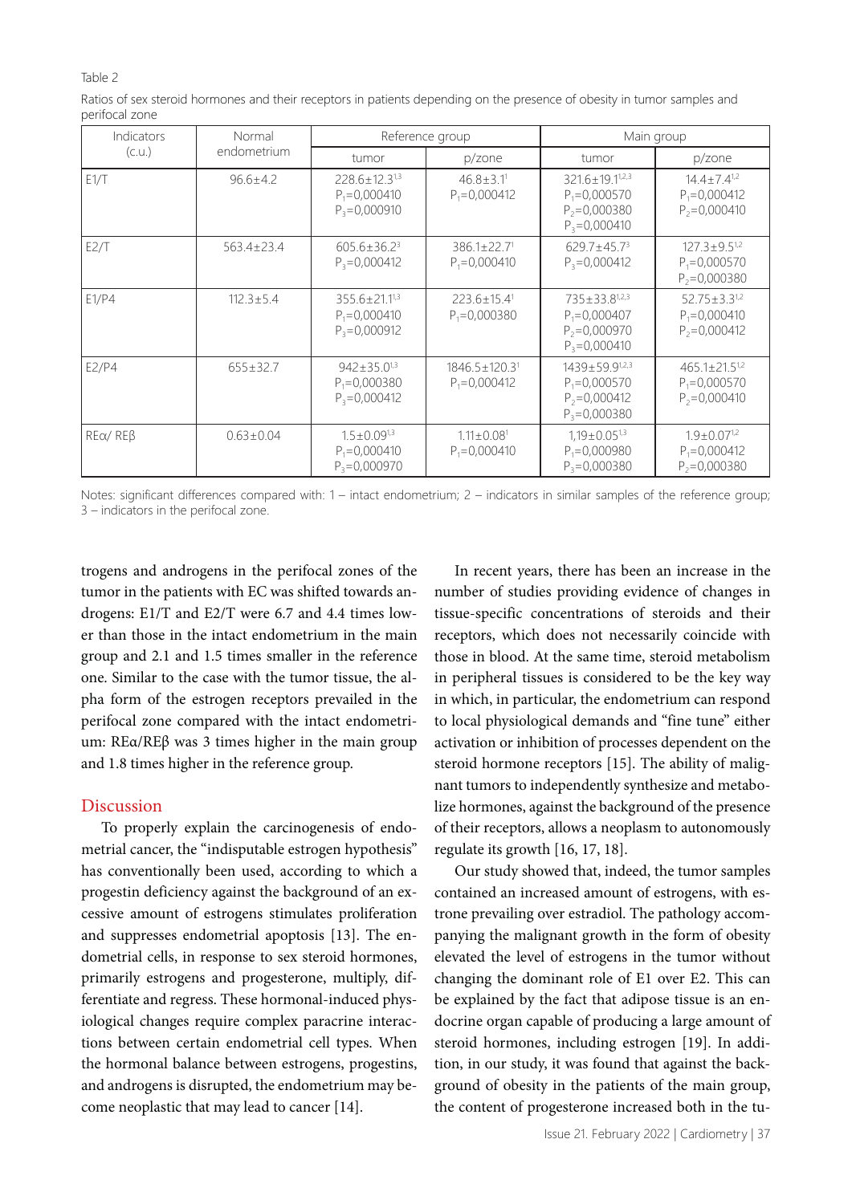Table 2

Ratios of sex steroid hormones and their receptors in patients depending on the presence of obesity in tumor samples and perifocal zone

| Indicators (c.u.) | Normal endometrium | Reference group | | Main group | |
|---|---|---|---|---|---|
| | | tumor | p/zone | tumor | p/zone |
| E1/T | 96.6±4.2 | 228.6±12.3[1,3] $P_1$=0,000410 $P_3$=0,000910 | 46.8±3.1[1] $P_1$=0,000412 | 321.6±19.1[1,2,3] $P_1$=0,000570 $P_2$=0,000380 $P_3$=0,000410 | 14.4±7.4[1,2] $P_1$=0,000412 $P_2$=0,000410 |
| E2/T | 563.4±23.4 | 605.6±36.2[3] $P_3$=0,000412 | 386.1±22.7[1] $P_1$=0,000410 | 629.7±45.7[3] $P_3$=0,000412 | 127.3±9.5[1,2] $P_1$=0,000570 $P_2$=0,000380 |
| E1/P4 | 112.3±5.4 | 355.6±21.1[1,3] $P_1$=0,000410 $P_3$=0,000912 | 223.6±15.4[1] $P_1$=0,000380 | 735±33.8[1,2,3] $P_1$=0,000407 $P_2$=0,000970 $P_3$=0,000410 | 52.75±3.3[1,2] $P_1$=0,000410 $P_2$=0,000412 |
| E2/P4 | 655±32.7 | 942±35.0[1,3] $P_1$=0,000380 $P_3$=0,000412 | 1846.5±120.3[1] $P_1$=0,000412 | 1439±59.9[1,2,3] $P_1$=0,000570 $P_2$=0,000412 $P_3$=0,000380 | 465.1±21.5[1,2] $P_1$=0,000570 $P_2$=0,000410 |
| REα/ REβ | 0.63±0.04 | 1.5±0.09[1,3] $P_1$=0,000410 $P_3$=0,000970 | 1.11±0.08[1] $P_1$=0,000410 | 1,19±0.05[1,3] $P_1$=0,000980 $P_3$=0,000380 | 1.9±0.07[1,2] $P_1$=0,000412 $P_2$=0,000380 |

Notes: significant differences compared with: 1 – intact endometrium; 2 – indicators in similar samples of the reference group; 3 – indicators in the perifocal zone.

trogens and androgens in the perifocal zones of the tumor in the patients with EC was shifted towards androgens: E1/T and E2/T were 6.7 and 4.4 times lower than those in the intact endometrium in the main group and 2.1 and 1.5 times smaller in the reference one. Similar to the case with the tumor tissue, the alpha form of the estrogen receptors prevailed in the perifocal zone compared with the intact endometrium: REα/REβ was 3 times higher in the main group and 1.8 times higher in the reference group.

## Discussion

To properly explain the carcinogenesis of endometrial cancer, the "indisputable estrogen hypothesis" has conventionally been used, according to which a progestin deficiency against the background of an excessive amount of estrogens stimulates proliferation and suppresses endometrial apoptosis [13]. The endometrial cells, in response to sex steroid hormones, primarily estrogens and progesterone, multiply, differentiate and regress. These hormonal-induced physiological changes require complex paracrine interactions between certain endometrial cell types. When the hormonal balance between estrogens, progestins, and androgens is disrupted, the endometrium may become neoplastic that may lead to cancer [14].

In recent years, there has been an increase in the number of studies providing evidence of changes in tissue-specific concentrations of steroids and their receptors, which does not necessarily coincide with those in blood. At the same time, steroid metabolism in peripheral tissues is considered to be the key way in which, in particular, the endometrium can respond to local physiological demands and "fine tune" either activation or inhibition of processes dependent on the steroid hormone receptors [15]. The ability of malignant tumors to independently synthesize and metabolize hormones, against the background of the presence of their receptors, allows a neoplasm to autonomously regulate its growth [16, 17, 18].

Our study showed that, indeed, the tumor samples contained an increased amount of estrogens, with estrone prevailing over estradiol. The pathology accompanying the malignant growth in the form of obesity elevated the level of estrogens in the tumor without changing the dominant role of E1 over E2. This can be explained by the fact that adipose tissue is an endocrine organ capable of producing a large amount of steroid hormones, including estrogen [19]. In addition, in our study, it was found that against the background of obesity in the patients of the main group, the content of progesterone increased both in the tu-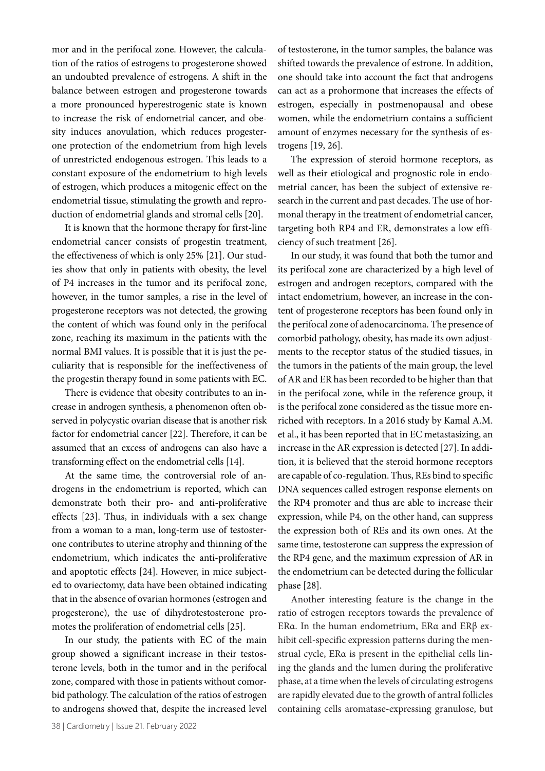mor and in the perifocal zone. However, the calculation of the ratios of estrogens to progesterone showed an undoubted prevalence of estrogens. A shift in the balance between estrogen and progesterone towards a more pronounced hyperestrogenic state is known to increase the risk of endometrial cancer, and obesity induces anovulation, which reduces progesterone protection of the endometrium from high levels of unrestricted endogenous estrogen. This leads to a constant exposure of the endometrium to high levels of estrogen, which produces a mitogenic effect on the endometrial tissue, stimulating the growth and reproduction of endometrial glands and stromal cells [20].

It is known that the hormone therapy for first-line endometrial cancer consists of progestin treatment, the effectiveness of which is only 25% [21]. Our studies show that only in patients with obesity, the level of P4 increases in the tumor and its perifocal zone, however, in the tumor samples, a rise in the level of progesterone receptors was not detected, the growing the content of which was found only in the perifocal zone, reaching its maximum in the patients with the normal BMI values. It is possible that it is just the peculiarity that is responsible for the ineffectiveness of the progestin therapy found in some patients with EC.

There is evidence that obesity contributes to an increase in androgen synthesis, a phenomenon often observed in polycystic ovarian disease that is another risk factor for endometrial cancer [22]. Therefore, it can be assumed that an excess of androgens can also have a transforming effect on the endometrial cells [14].

At the same time, the controversial role of androgens in the endometrium is reported, which can demonstrate both their pro- and anti-proliferative effects [23]. Thus, in individuals with a sex change from a woman to a man, long-term use of testosterone contributes to uterine atrophy and thinning of the endometrium, which indicates the anti-proliferative and apoptotic effects [24]. However, in mice subjected to ovariectomy, data have been obtained indicating that in the absence of ovarian hormones (estrogen and progesterone), the use of dihydrotestosterone promotes the proliferation of endometrial cells [25].

In our study, the patients with EC of the main group showed a significant increase in their testosterone levels, both in the tumor and in the perifocal zone, compared with those in patients without comorbid pathology. The calculation of the ratios of estrogen to androgens showed that, despite the increased level of testosterone, in the tumor samples, the balance was shifted towards the prevalence of estrone. In addition, one should take into account the fact that androgens can act as a prohormone that increases the effects of estrogen, especially in postmenopausal and obese women, while the endometrium contains a sufficient amount of enzymes necessary for the synthesis of estrogens [19, 26].

The expression of steroid hormone receptors, as well as their etiological and prognostic role in endometrial cancer, has been the subject of extensive research in the current and past decades. The use of hormonal therapy in the treatment of endometrial cancer, targeting both RP4 and ER, demonstrates a low efficiency of such treatment [26].

In our study, it was found that both the tumor and its perifocal zone are characterized by a high level of estrogen and androgen receptors, compared with the intact endometrium, however, an increase in the content of progesterone receptors has been found only in the perifocal zone of adenocarcinoma. The presence of comorbid pathology, obesity, has made its own adjustments to the receptor status of the studied tissues, in the tumors in the patients of the main group, the level of AR and ER has been recorded to be higher than that in the perifocal zone, while in the reference group, it is the perifocal zone considered as the tissue more enriched with receptors. In a 2016 study by Kamal A.M. et al., it has been reported that in EC metastasizing, an increase in the AR expression is detected [27]. In addition, it is believed that the steroid hormone receptors are capable of co-regulation. Thus, REs bind to specific DNA sequences called estrogen response elements on the RP4 promoter and thus are able to increase their expression, while P4, on the other hand, can suppress the expression both of REs and its own ones. At the same time, testosterone can suppress the expression of the RP4 gene, and the maximum expression of AR in the endometrium can be detected during the follicular phase [28].

Another interesting feature is the change in the ratio of estrogen receptors towards the prevalence of ERα. In the human endometrium, ERα and ERβ exhibit cell-specific expression patterns during the menstrual cycle, ERα is present in the epithelial cells lining the glands and the lumen during the proliferative phase, at a time when the levels of circulating estrogens are rapidly elevated due to the growth of antral follicles containing cells aromatase-expressing granulose, but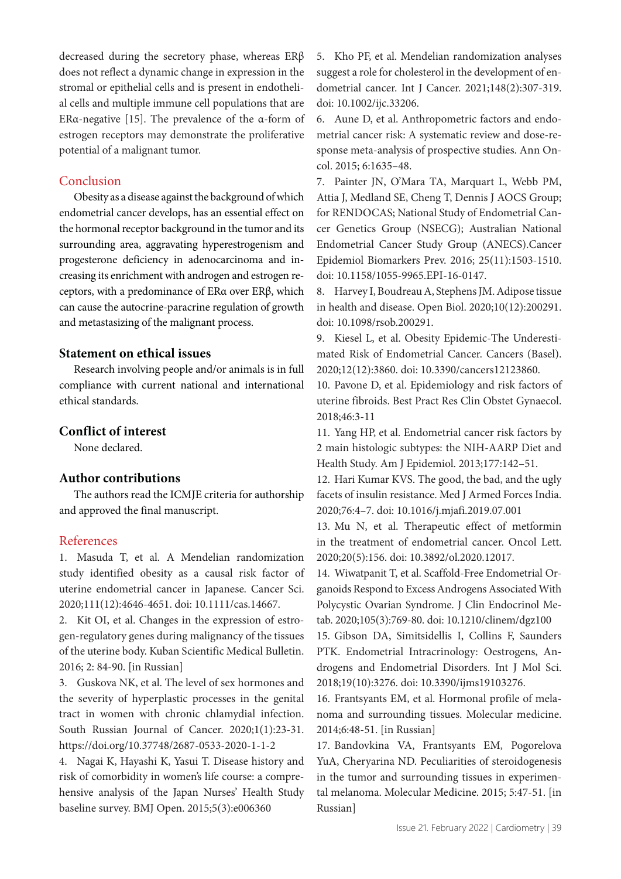decreased during the secretory phase, whereas ERβ does not reflect a dynamic change in expression in the stromal or epithelial cells and is present in endothelial cells and multiple immune cell populations that are ERα-negative [15]. The prevalence of the α-form of estrogen receptors may demonstrate the proliferative potential of a malignant tumor.

## Conclusion

Obesity as a disease against the background of which endometrial cancer develops, has an essential effect on the hormonal receptor background in the tumor and its surrounding area, aggravating hyperestrogenism and progesterone deficiency in adenocarcinoma and increasing its enrichment with androgen and estrogen receptors, with a predominance of ERα over ERβ, which can cause the autocrine-paracrine regulation of growth and metastasizing of the malignant process.

## Statement on ethical issues

Research involving people and/or animals is in full compliance with current national and international ethical standards.

## Conflict of interest

None declared.

## Author contributions

The authors read the ICMJE criteria for authorship and approved the final manuscript.

## References

1. Masuda T, et al. A Mendelian randomization study identified obesity as a causal risk factor of uterine endometrial cancer in Japanese. Cancer Sci. 2020;111(12):4646-4651. doi: 10.1111/cas.14667.
2. Kit OI, et al. Changes in the expression of estrogen-regulatory genes during malignancy of the tissues of the uterine body. Kuban Scientific Medical Bulletin. 2016; 2: 84-90. [in Russian]
3. Guskova NK, et al. The level of sex hormones and the severity of hyperplastic processes in the genital tract in women with chronic chlamydial infection. South Russian Journal of Cancer. 2020;1(1):23-31. https://doi.org/10.37748/2687-0533-2020-1-1-2
4. Nagai K, Hayashi K, Yasui T. Disease history and risk of comorbidity in women's life course: a comprehensive analysis of the Japan Nurses' Health Study baseline survey. BMJ Open. 2015;5(3):e006360
5. Kho PF, et al. Mendelian randomization analyses suggest a role for cholesterol in the development of endometrial cancer. Int J Cancer. 2021;148(2):307-319. doi: 10.1002/ijc.33206.
6. Aune D, et al. Anthropometric factors and endometrial cancer risk: A systematic review and dose-response meta-analysis of prospective studies. Ann Oncol. 2015; 6:1635–48.
7. Painter JN, O'Mara TA, Marquart L, Webb PM, Attia J, Medland SE, Cheng T, Dennis J AOCS Group; for RENDOCAS; National Study of Endometrial Cancer Genetics Group (NSECG); Australian National Endometrial Cancer Study Group (ANECS).Cancer Epidemiol Biomarkers Prev. 2016; 25(11):1503-1510. doi: 10.1158/1055-9965.EPI-16-0147.
8. Harvey I, Boudreau A, Stephens JM. Adipose tissue in health and disease. Open Biol. 2020;10(12):200291. doi: 10.1098/rsob.200291.
9. Kiesel L, et al. Obesity Epidemic-The Underestimated Risk of Endometrial Cancer. Cancers (Basel). 2020;12(12):3860. doi: 10.3390/cancers12123860.
10. Pavone D, et al. Epidemiology and risk factors of uterine fibroids. Best Pract Res Clin Obstet Gynaecol. 2018;46:3-11
11. Yang HP, et al. Endometrial cancer risk factors by 2 main histologic subtypes: the NIH-AARP Diet and Health Study. Am J Epidemiol. 2013;177:142–51.
12. Hari Kumar KVS. The good, the bad, and the ugly facets of insulin resistance. Med J Armed Forces India. 2020;76:4–7. doi: 10.1016/j.mjafi.2019.07.001
13. Mu N, et al. Therapeutic effect of metformin in the treatment of endometrial cancer. Oncol Lett. 2020;20(5):156. doi: 10.3892/ol.2020.12017.
14. Wiwatpanit T, et al. Scaffold-Free Endometrial Organoids Respond to Excess Androgens Associated With Polycystic Ovarian Syndrome. J Clin Endocrinol Metab. 2020;105(3):769-80. doi: 10.1210/clinem/dgz100
15. Gibson DA, Simitsidellis I, Collins F, Saunders PTK. Endometrial Intracrinology: Oestrogens, Androgens and Endometrial Disorders. Int J Mol Sci. 2018;19(10):3276. doi: 10.3390/ijms19103276.
16. Frantsyants EM, et al. Hormonal profile of melanoma and surrounding tissues. Molecular medicine. 2014;6:48-51. [in Russian]
17. Bandovkina VA, Frantsyants EM, Pogorelova YuA, Cheryarina ND. Peculiarities of steroidogenesis in the tumor and surrounding tissues in experimental melanoma. Molecular Medicine. 2015; 5:47-51. [in Russian]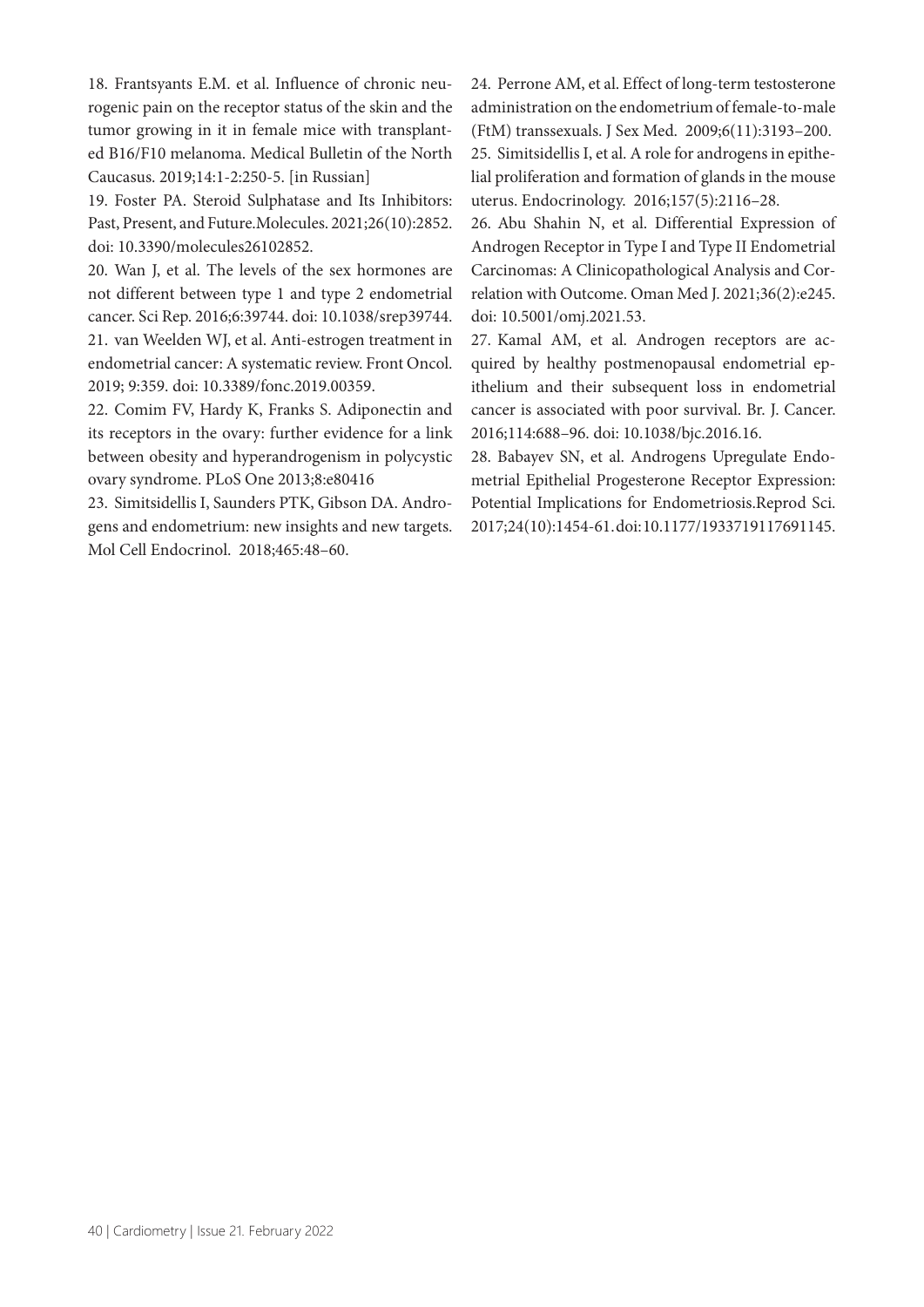18. Frantsyants E.M. et al. Influence of chronic neurogenic pain on the receptor status of the skin and the tumor growing in it in female mice with transplanted B16/F10 melanoma. Medical Bulletin of the North Caucasus. 2019;14:1-2:250-5. [in Russian]

19. Foster PA. Steroid Sulphatase and Its Inhibitors: Past, Present, and Future.Molecules. 2021;26(10):2852. doi: 10.3390/molecules26102852.

20. Wan J, et al. The levels of the sex hormones are not different between type 1 and type 2 endometrial cancer. Sci Rep. 2016;6:39744. doi: 10.1038/srep39744.

21. van Weelden WJ, et al. Anti-estrogen treatment in endometrial cancer: A systematic review. Front Oncol. 2019; 9:359. doi: 10.3389/fonc.2019.00359.

22. Comim FV, Hardy K, Franks S. Adiponectin and its receptors in the ovary: further evidence for a link between obesity and hyperandrogenism in polycystic ovary syndrome. PLoS One 2013;8:e80416

23. Simitsidellis I, Saunders PTK, Gibson DA. Androgens and endometrium: new insights and new targets. Mol Cell Endocrinol. 2018;465:48–60.

24. Perrone AM, et al. Effect of long-term testosterone administration on the endometrium of female-to-male (FtM) transsexuals. J Sex Med. 2009;6(11):3193–200.

25. Simitsidellis I, et al. A role for androgens in epithelial proliferation and formation of glands in the mouse uterus. Endocrinology. 2016;157(5):2116–28.

26. Abu Shahin N, et al. Differential Expression of Androgen Receptor in Type I and Type II Endometrial Carcinomas: A Clinicopathological Analysis and Correlation with Outcome. Oman Med J. 2021;36(2):e245. doi: 10.5001/omj.2021.53.

27. Kamal AM, et al. Androgen receptors are acquired by healthy postmenopausal endometrial epithelium and their subsequent loss in endometrial cancer is associated with poor survival. Br. J. Cancer. 2016;114:688–96. doi: 10.1038/bjc.2016.16.

28. Babayev SN, et al. Androgens Upregulate Endometrial Epithelial Progesterone Receptor Expression: Potential Implications for Endometriosis.Reprod Sci. 2017;24(10):1454-61.doi:10.1177/1933719117691145.